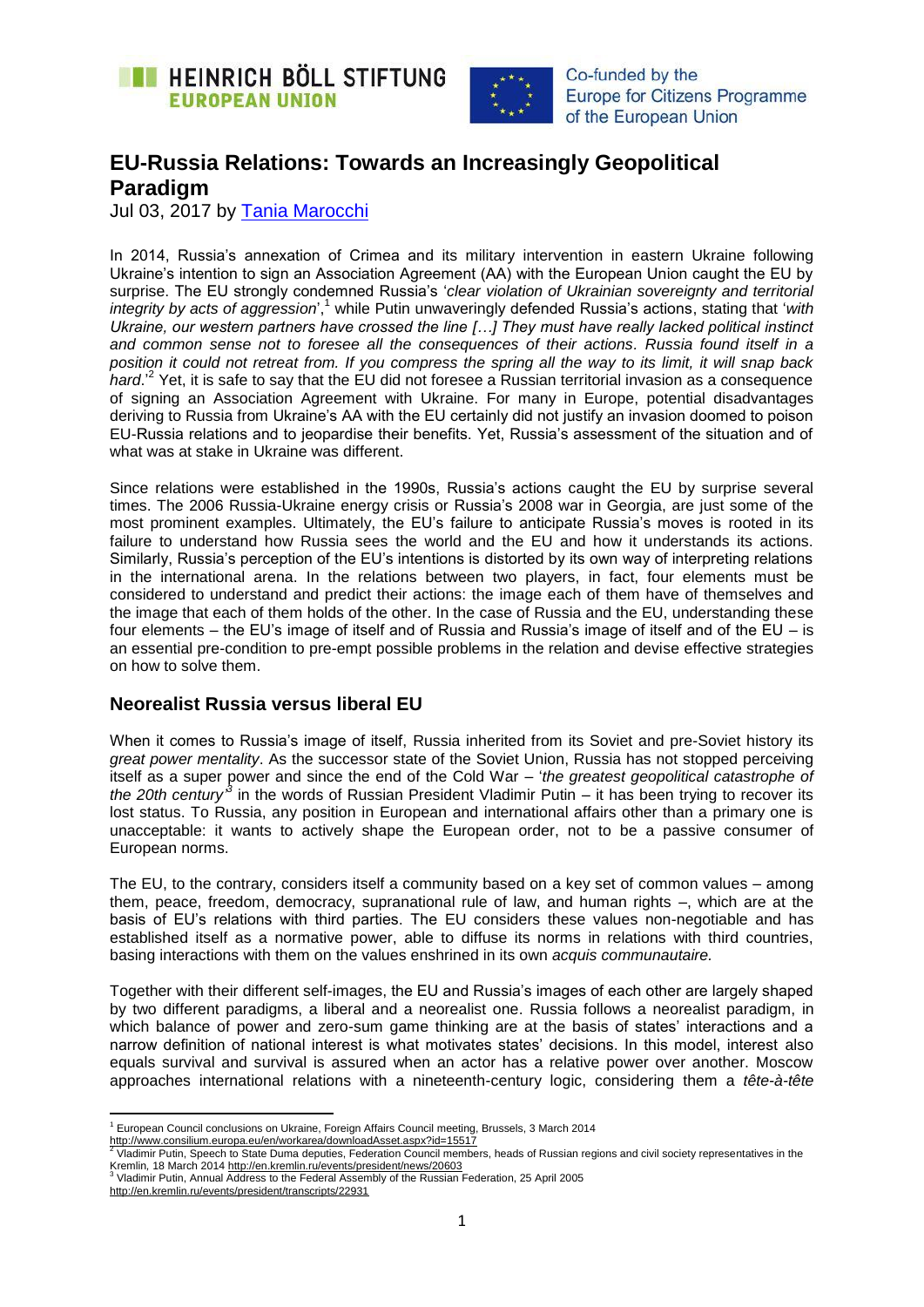# EU-Russia Relations: Towards an Increasingly Geopolitical Paradigm

Jul 03, 2017 by Tania Marocchi

In 2014, Russia's annexation of Crimea and its military intervention in eastern Ukraine following Ukraine's intention to sign an Association Agreement (AA) with the European Union caught the EU by surprise. The EU strongly condemned Russia's '*clear violation of Ukrainian sovereignty and territorial integrity by acts of aggression*',[1] while Putin unwaveringly defended Russia's actions, stating that '*with Ukraine, our western partners have crossed the line […] They must have really lacked political instinct and common sense not to foresee all the consequences of their actions. Russia found itself in a position it could not retreat from. If you compress the spring all the way to its limit, it will snap back hard*.'[2] Yet, it is safe to say that the EU did not foresee a Russian territorial invasion as a consequence of signing an Association Agreement with Ukraine. For many in Europe, potential disadvantages deriving to Russia from Ukraine's AA with the EU certainly did not justify an invasion doomed to poison EU-Russia relations and to jeopardise their benefits. Yet, Russia's assessment of the situation and of what was at stake in Ukraine was different.

Since relations were established in the 1990s, Russia's actions caught the EU by surprise several times. The 2006 Russia-Ukraine energy crisis or Russia's 2008 war in Georgia, are just some of the most prominent examples. Ultimately, the EU's failure to anticipate Russia's moves is rooted in its failure to understand how Russia sees the world and the EU and how it understands its actions. Similarly, Russia's perception of the EU's intentions is distorted by its own way of interpreting relations in the international arena. In the relations between two players, in fact, four elements must be considered to understand and predict their actions: the image each of them have of themselves and the image that each of them holds of the other. In the case of Russia and the EU, understanding these four elements – the EU's image of itself and of Russia and Russia's image of itself and of the EU – is an essential pre-condition to pre-empt possible problems in the relation and devise effective strategies on how to solve them.

## Neorealist Russia versus liberal EU

When it comes to Russia's image of itself, Russia inherited from its Soviet and pre-Soviet history its *great power mentality*. As the successor state of the Soviet Union, Russia has not stopped perceiving itself as a super power and since the end of the Cold War – '*the greatest geopolitical catastrophe of the 20th century*'[3] in the words of Russian President Vladimir Putin – it has been trying to recover its lost status. To Russia, any position in European and international affairs other than a primary one is unacceptable: it wants to actively shape the European order, not to be a passive consumer of European norms.

The EU, to the contrary, considers itself a community based on a key set of common values – among them, peace, freedom, democracy, supranational rule of law, and human rights –, which are at the basis of EU's relations with third parties. The EU considers these values non-negotiable and has established itself as a normative power, able to diffuse its norms in relations with third countries, basing interactions with them on the values enshrined in its own *acquis communautaire.*

Together with their different self-images, the EU and Russia's images of each other are largely shaped by two different paradigms, a liberal and a neorealist one. Russia follows a neorealist paradigm, in which balance of power and zero-sum game thinking are at the basis of states' interactions and a narrow definition of national interest is what motivates states' decisions. In this model, interest also equals survival and survival is assured when an actor has a relative power over another. Moscow approaches international relations with a nineteenth-century logic, considering them a *tête-à-tête*

---

[1] European Council conclusions on Ukraine, Foreign Affairs Council meeting, Brussels, 3 March 2014 http://www.consilium.europa.eu/en/workarea/downloadAsset.aspx?id=15517

[2] Vladimir Putin, Speech to State Duma deputies, Federation Council members, heads of Russian regions and civil society representatives in the Kremlin, 18 March 2014 http://en.kremlin.ru/events/president/news/20603

[3] Vladimir Putin, Annual Address to the Federal Assembly of the Russian Federation, 25 April 2005 http://en.kremlin.ru/events/president/transcripts/22931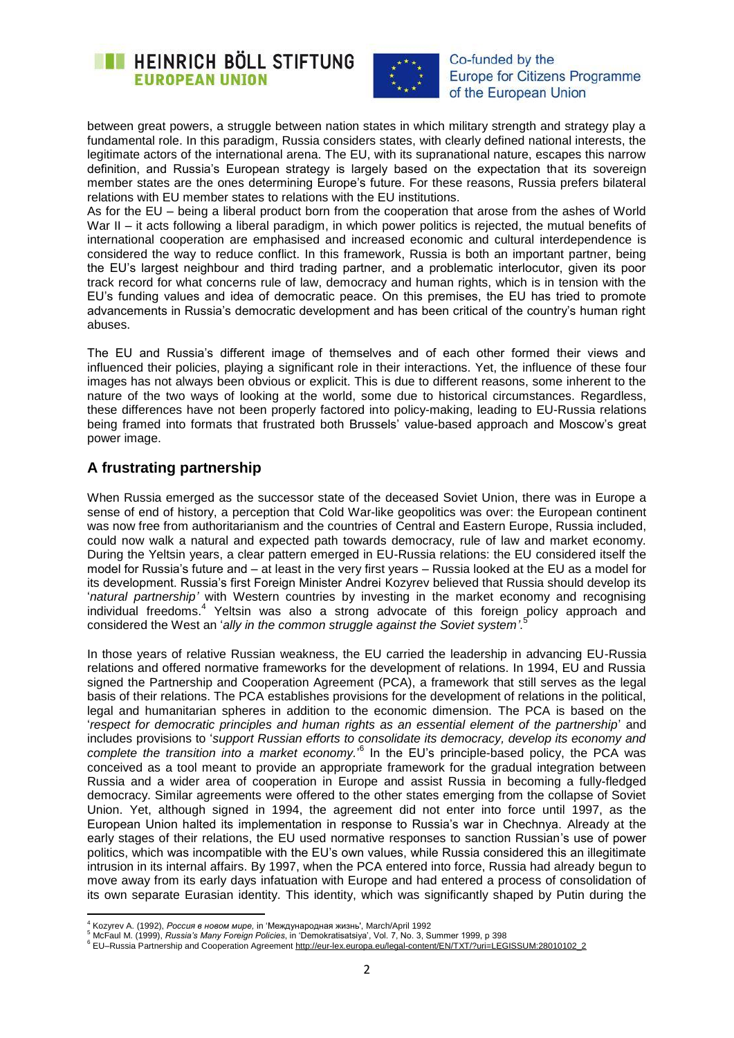between great powers, a struggle between nation states in which military strength and strategy play a fundamental role. In this paradigm, Russia considers states, with clearly defined national interests, the legitimate actors of the international arena. The EU, with its supranational nature, escapes this narrow definition, and Russia's European strategy is largely based on the expectation that its sovereign member states are the ones determining Europe's future. For these reasons, Russia prefers bilateral relations with EU member states to relations with the EU institutions.

As for the EU – being a liberal product born from the cooperation that arose from the ashes of World War II – it acts following a liberal paradigm, in which power politics is rejected, the mutual benefits of international cooperation are emphasised and increased economic and cultural interdependence is considered the way to reduce conflict. In this framework, Russia is both an important partner, being the EU's largest neighbour and third trading partner, and a problematic interlocutor, given its poor track record for what concerns rule of law, democracy and human rights, which is in tension with the EU's funding values and idea of democratic peace. On this premises, the EU has tried to promote advancements in Russia's democratic development and has been critical of the country's human right abuses.

The EU and Russia's different image of themselves and of each other formed their views and influenced their policies, playing a significant role in their interactions. Yet, the influence of these four images has not always been obvious or explicit. This is due to different reasons, some inherent to the nature of the two ways of looking at the world, some due to historical circumstances. Regardless, these differences have not been properly factored into policy-making, leading to EU-Russia relations being framed into formats that frustrated both Brussels' value-based approach and Moscow's great power image.

## A frustrating partnership

When Russia emerged as the successor state of the deceased Soviet Union, there was in Europe a sense of end of history, a perception that Cold War-like geopolitics was over: the European continent was now free from authoritarianism and the countries of Central and Eastern Europe, Russia included, could now walk a natural and expected path towards democracy, rule of law and market economy. During the Yeltsin years, a clear pattern emerged in EU-Russia relations: the EU considered itself the model for Russia's future and – at least in the very first years – Russia looked at the EU as a model for its development. Russia's first Foreign Minister Andrei Kozyrev believed that Russia should develop its '*natural partnership'* with Western countries by investing in the market economy and recognising individual freedoms.[4] Yeltsin was also a strong advocate of this foreign policy approach and considered the West an '*ally in the common struggle against the Soviet system'*.[5]

In those years of relative Russian weakness, the EU carried the leadership in advancing EU-Russia relations and offered normative frameworks for the development of relations. In 1994, EU and Russia signed the Partnership and Cooperation Agreement (PCA), a framework that still serves as the legal basis of their relations. The PCA establishes provisions for the development of relations in the political, legal and humanitarian spheres in addition to the economic dimension. The PCA is based on the '*respect for democratic principles and human rights as an essential element of the partnership*' and includes provisions to '*support Russian efforts to consolidate its democracy, develop its economy and complete the transition into a market economy.*'[6] In the EU's principle-based policy, the PCA was conceived as a tool meant to provide an appropriate framework for the gradual integration between Russia and a wider area of cooperation in Europe and assist Russia in becoming a fully-fledged democracy. Similar agreements were offered to the other states emerging from the collapse of Soviet Union. Yet, although signed in 1994, the agreement did not enter into force until 1997, as the European Union halted its implementation in response to Russia's war in Chechnya. Already at the early stages of their relations, the EU used normative responses to sanction Russian's use of power politics, which was incompatible with the EU's own values, while Russia considered this an illegitimate intrusion in its internal affairs. By 1997, when the PCA entered into force, Russia had already begun to move away from its early days infatuation with Europe and had entered a process of consolidation of its own separate Eurasian identity. This identity, which was significantly shaped by Putin during the

---

[4] Kozyrev A. (1992), *Россия в новом мире,* in 'Международная жизнь', March/April 1992

[5] McFaul M. (1999), *Russia's Many Foreign Policies*, in 'Demokratisatsiya', Vol. 7, No. 3, Summer 1999, p 398

[6] EU–Russia Partnership and Cooperation Agreement http://eur-lex.europa.eu/legal-content/EN/TXT/?uri=LEGISSUM:28010102_2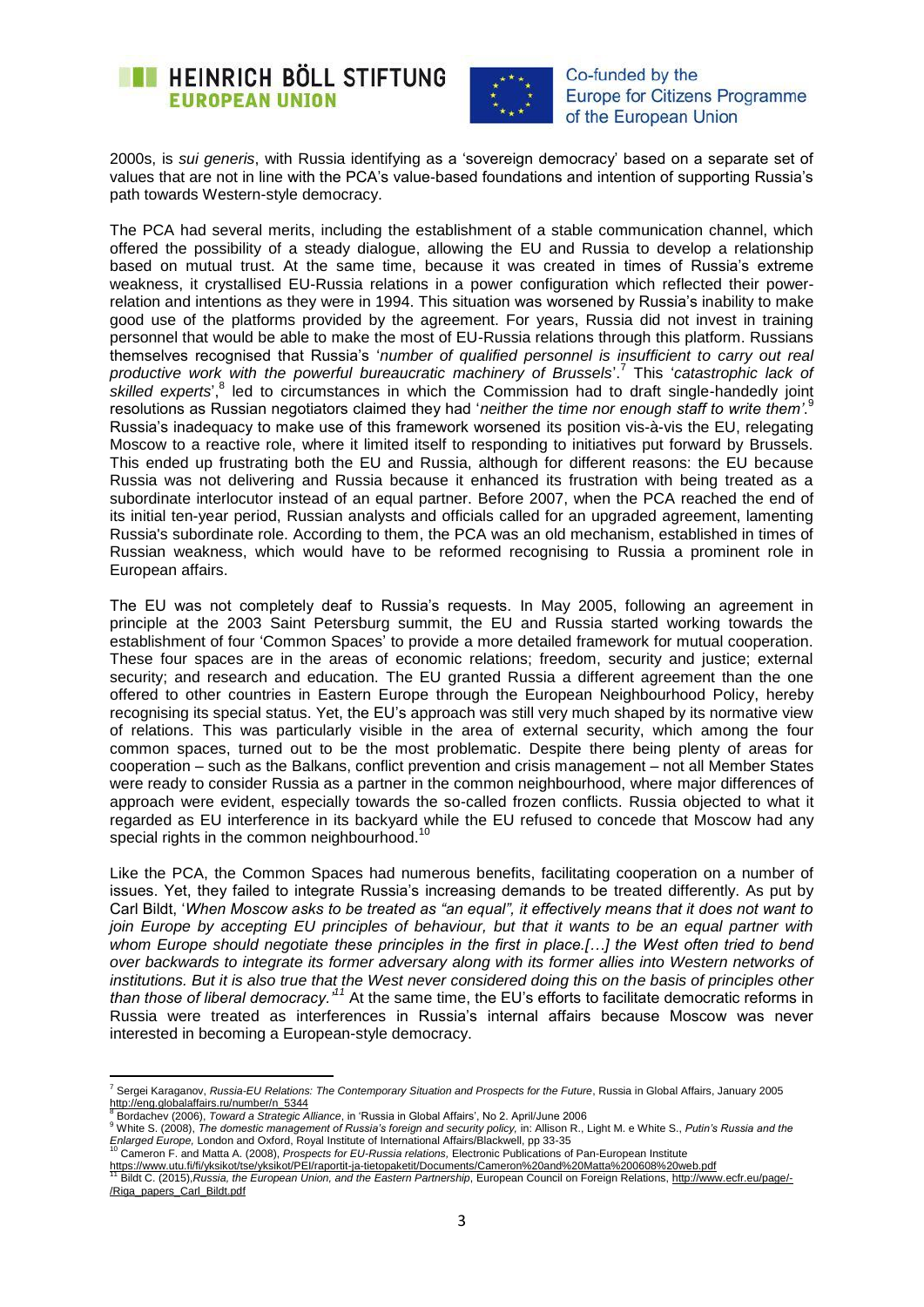2000s, is *sui generis*, with Russia identifying as a 'sovereign democracy' based on a separate set of values that are not in line with the PCA's value-based foundations and intention of supporting Russia's path towards Western-style democracy.

The PCA had several merits, including the establishment of a stable communication channel, which offered the possibility of a steady dialogue, allowing the EU and Russia to develop a relationship based on mutual trust. At the same time, because it was created in times of Russia's extreme weakness, it crystallised EU-Russia relations in a power configuration which reflected their power-relation and intentions as they were in 1994. This situation was worsened by Russia's inability to make good use of the platforms provided by the agreement. For years, Russia did not invest in training personnel that would be able to make the most of EU-Russia relations through this platform. Russians themselves recognised that Russia's '*number of qualified personnel is insufficient to carry out real productive work with the powerful bureaucratic machinery of Brussels*'.[7] This '*catastrophic lack of skilled experts*',[8] led to circumstances in which the Commission had to draft single-handedly joint resolutions as Russian negotiators claimed they had '*neither the time nor enough staff to write them'*.[9] Russia's inadequacy to make use of this framework worsened its position vis-à-vis the EU, relegating Moscow to a reactive role, where it limited itself to responding to initiatives put forward by Brussels. This ended up frustrating both the EU and Russia, although for different reasons: the EU because Russia was not delivering and Russia because it enhanced its frustration with being treated as a subordinate interlocutor instead of an equal partner. Before 2007, when the PCA reached the end of its initial ten-year period, Russian analysts and officials called for an upgraded agreement, lamenting Russia's subordinate role. According to them, the PCA was an old mechanism, established in times of Russian weakness, which would have to be reformed recognising to Russia a prominent role in European affairs.

The EU was not completely deaf to Russia's requests. In May 2005, following an agreement in principle at the 2003 Saint Petersburg summit, the EU and Russia started working towards the establishment of four 'Common Spaces' to provide a more detailed framework for mutual cooperation. These four spaces are in the areas of economic relations; freedom, security and justice; external security; and research and education. The EU granted Russia a different agreement than the one offered to other countries in Eastern Europe through the European Neighbourhood Policy, hereby recognising its special status. Yet, the EU's approach was still very much shaped by its normative view of relations. This was particularly visible in the area of external security, which among the four common spaces, turned out to be the most problematic. Despite there being plenty of areas for cooperation – such as the Balkans, conflict prevention and crisis management – not all Member States were ready to consider Russia as a partner in the common neighbourhood, where major differences of approach were evident, especially towards the so-called frozen conflicts. Russia objected to what it regarded as EU interference in its backyard while the EU refused to concede that Moscow had any special rights in the common neighbourhood.[10]

Like the PCA, the Common Spaces had numerous benefits, facilitating cooperation on a number of issues. Yet, they failed to integrate Russia's increasing demands to be treated differently. As put by Carl Bildt, '*When Moscow asks to be treated as "an equal", it effectively means that it does not want to join Europe by accepting EU principles of behaviour, but that it wants to be an equal partner with whom Europe should negotiate these principles in the first in place.[…] the West often tried to bend over backwards to integrate its former adversary along with its former allies into Western networks of institutions. But it is also true that the West never considered doing this on the basis of principles other than those of liberal democracy.'*[11] At the same time, the EU's efforts to facilitate democratic reforms in Russia were treated as interferences in Russia's internal affairs because Moscow was never interested in becoming a European-style democracy.

---

[7] Sergei Karaganov, *Russia-EU Relations: The Contemporary Situation and Prospects for the Future*, Russia in Global Affairs, January 2005 http://eng.globalaffairs.ru/number/n_5344

[8] Bordachev (2006), *Toward a Strategic Alliance*, in 'Russia in Global Affairs', No 2. April/June 2006

[9] White S. (2008), *The domestic management of Russia's foreign and security policy,* in: Allison R., Light M. e White S., *Putin's Russia and the Enlarged Europe,* London and Oxford, Royal Institute of International Affairs/Blackwell, pp 33-35

[10] Cameron F. and Matta A. (2008), *Prospects for EU-Russia relations,* Electronic Publications of Pan-European Institute https://www.utu.fi/fi/yksikot/tse/yksikot/PEI/raportit-ja-tietopaketit/Documents/Cameron%20and%20Matta%200608%20web.pdf

[11] Bildt C. (2015),*Russia, the European Union, and the Eastern Partnership*, European Council on Foreign Relations, http://www.ecfr.eu/page/-/Riga_papers_Carl_Bildt.pdf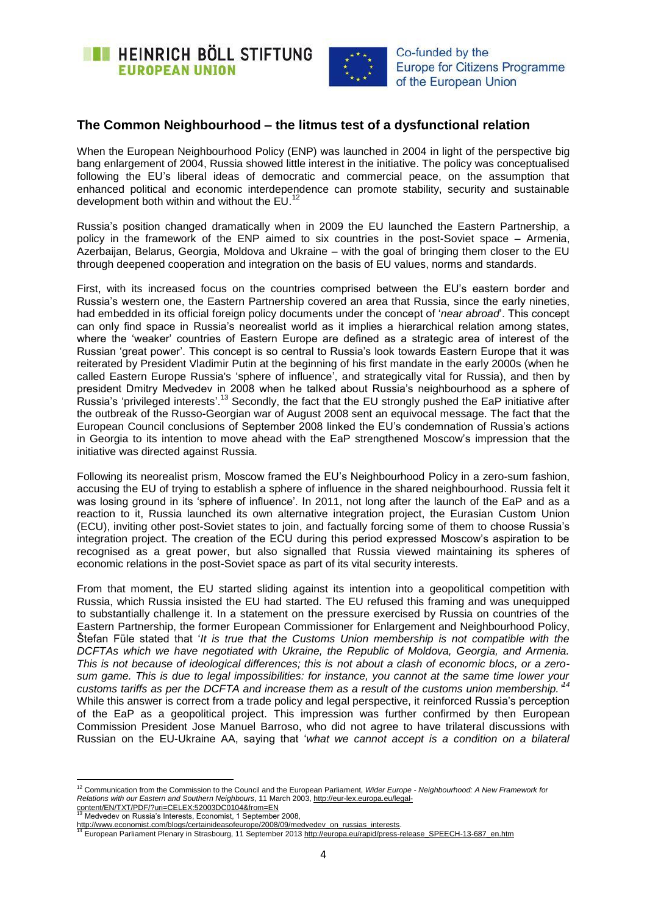## The Common Neighbourhood – the litmus test of a dysfunctional relation

When the European Neighbourhood Policy (ENP) was launched in 2004 in light of the perspective big bang enlargement of 2004, Russia showed little interest in the initiative. The policy was conceptualised following the EU's liberal ideas of democratic and commercial peace, on the assumption that enhanced political and economic interdependence can promote stability, security and sustainable development both within and without the EU.[12]

Russia's position changed dramatically when in 2009 the EU launched the Eastern Partnership, a policy in the framework of the ENP aimed to six countries in the post-Soviet space – Armenia, Azerbaijan, Belarus, Georgia, Moldova and Ukraine – with the goal of bringing them closer to the EU through deepened cooperation and integration on the basis of EU values, norms and standards.

First, with its increased focus on the countries comprised between the EU's eastern border and Russia's western one, the Eastern Partnership covered an area that Russia, since the early nineties, had embedded in its official foreign policy documents under the concept of '*near abroad*'. This concept can only find space in Russia's neorealist world as it implies a hierarchical relation among states, where the 'weaker' countries of Eastern Europe are defined as a strategic area of interest of the Russian 'great power'. This concept is so central to Russia's look towards Eastern Europe that it was reiterated by President Vladimir Putin at the beginning of his first mandate in the early 2000s (when he called Eastern Europe Russia's 'sphere of influence', and strategically vital for Russia), and then by president Dmitry Medvedev in 2008 when he talked about Russia's neighbourhood as a sphere of Russia's 'privileged interests'.[13] Secondly, the fact that the EU strongly pushed the EaP initiative after the outbreak of the Russo-Georgian war of August 2008 sent an equivocal message. The fact that the European Council conclusions of September 2008 linked the EU's condemnation of Russia's actions in Georgia to its intention to move ahead with the EaP strengthened Moscow's impression that the initiative was directed against Russia.

Following its neorealist prism, Moscow framed the EU's Neighbourhood Policy in a zero-sum fashion, accusing the EU of trying to establish a sphere of influence in the shared neighbourhood. Russia felt it was losing ground in its 'sphere of influence'. In 2011, not long after the launch of the EaP and as a reaction to it, Russia launched its own alternative integration project, the Eurasian Custom Union (ECU), inviting other post-Soviet states to join, and factually forcing some of them to choose Russia's integration project. The creation of the ECU during this period expressed Moscow's aspiration to be recognised as a great power, but also signalled that Russia viewed maintaining its spheres of economic relations in the post-Soviet space as part of its vital security interests.

From that moment, the EU started sliding against its intention into a geopolitical competition with Russia, which Russia insisted the EU had started. The EU refused this framing and was unequipped to substantially challenge it. In a statement on the pressure exercised by Russia on countries of the Eastern Partnership, the former European Commissioner for Enlargement and Neighbourhood Policy, Štefan Füle stated that '*It is true that the Customs Union membership is not compatible with the DCFTAs which we have negotiated with Ukraine, the Republic of Moldova, Georgia, and Armenia. This is not because of ideological differences; this is not about a clash of economic blocs, or a zero-sum game. This is due to legal impossibilities: for instance, you cannot at the same time lower your customs tariffs as per the DCFTA and increase them as a result of the customs union membership.'*[14] While this answer is correct from a trade policy and legal perspective, it reinforced Russia's perception of the EaP as a geopolitical project. This impression was further confirmed by then European Commission President Jose Manuel Barroso, who did not agree to have trilateral discussions with Russian on the EU-Ukraine AA, saying that '*what we cannot accept is a condition on a bilateral*

---

[12] Communication from the Commission to the Council and the European Parliament, *Wider Europe - Neighbourhood: A New Framework for Relations with our Eastern and Southern Neighbours*, 11 March 2003, http://eur-lex.europa.eu/legal-content/EN/TXT/PDF/?uri=CELEX:52003DC0104&from=EN

[13] Medvedev on Russia's Interests, Economist, 1 September 2008, http://www.economist.com/blogs/certainideasofeurope/2008/09/medvedev_on_russias_interests.

[14] European Parliament Plenary in Strasbourg, 11 September 2013 http://europa.eu/rapid/press-release_SPEECH-13-687_en.htm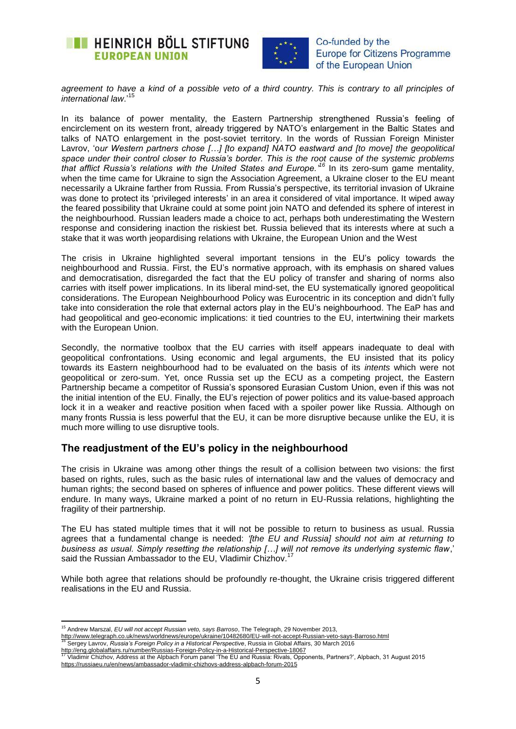*agreement to have a kind of a possible veto of a third country. This is contrary to all principles of international law*.'[15]

In its balance of power mentality, the Eastern Partnership strengthened Russia's feeling of encirclement on its western front, already triggered by NATO's enlargement in the Baltic States and talks of NATO enlargement in the post-soviet territory. In the words of Russian Foreign Minister Lavrov, '*our Western partners chose […] [to expand] NATO eastward and [to move] the geopolitical space under their control closer to Russia's border. This is the root cause of the systemic problems that afflict Russia's relations with the United States and Europe.*'[16] In its zero-sum game mentality, when the time came for Ukraine to sign the Association Agreement, a Ukraine closer to the EU meant necessarily a Ukraine farther from Russia. From Russia's perspective, its territorial invasion of Ukraine was done to protect its 'privileged interests' in an area it considered of vital importance. It wiped away the feared possibility that Ukraine could at some point join NATO and defended its sphere of interest in the neighbourhood. Russian leaders made a choice to act, perhaps both underestimating the Western response and considering inaction the riskiest bet. Russia believed that its interests where at such a stake that it was worth jeopardising relations with Ukraine, the European Union and the West

The crisis in Ukraine highlighted several important tensions in the EU's policy towards the neighbourhood and Russia. First, the EU's normative approach, with its emphasis on shared values and democratisation, disregarded the fact that the EU policy of transfer and sharing of norms also carries with itself power implications. In its liberal mind-set, the EU systematically ignored geopolitical considerations. The European Neighbourhood Policy was Eurocentric in its conception and didn't fully take into consideration the role that external actors play in the EU's neighbourhood. The EaP has and had geopolitical and geo-economic implications: it tied countries to the EU, intertwining their markets with the European Union.

Secondly, the normative toolbox that the EU carries with itself appears inadequate to deal with geopolitical confrontations. Using economic and legal arguments, the EU insisted that its policy towards its Eastern neighbourhood had to be evaluated on the basis of its *intents* which were not geopolitical or zero-sum. Yet, once Russia set up the ECU as a competing project, the Eastern Partnership became a competitor of Russia's sponsored Eurasian Custom Union, even if this was not the initial intention of the EU. Finally, the EU's rejection of power politics and its value-based approach lock it in a weaker and reactive position when faced with a spoiler power like Russia. Although on many fronts Russia is less powerful that the EU, it can be more disruptive because unlike the EU, it is much more willing to use disruptive tools.

## The readjustment of the EU's policy in the neighbourhood

The crisis in Ukraine was among other things the result of a collision between two visions: the first based on rights, rules, such as the basic rules of international law and the values of democracy and human rights; the second based on spheres of influence and power politics. These different views will endure. In many ways, Ukraine marked a point of no return in EU-Russia relations, highlighting the fragility of their partnership.

The EU has stated multiple times that it will not be possible to return to business as usual. Russia agrees that a fundamental change is needed: *'[the EU and Russia] should not aim at returning to business as usual. Simply resetting the relationship […] will not remove its underlying systemic flaw*,' said the Russian Ambassador to the EU, Vladimir Chizhov.[17]

While both agree that relations should be profoundly re-thought, the Ukraine crisis triggered different realisations in the EU and Russia.

---

[15] Andrew Marszal, *EU will not accept Russian veto, says Barroso*, The Telegraph, 29 November 2013, http://www.telegraph.co.uk/news/worldnews/europe/ukraine/10482680/EU-will-not-accept-Russian-veto-says-Barroso.html

[16] Sergey Lavrov, *Russia's Foreign Policy in a Historical Perspective*, Russia in Global Affairs, 30 March 2016 http://eng.globalaffairs.ru/number/Russias-Foreign-Policy-in-a-Historical-Perspective-18067

[17] Vladimir Chizhov, Address at the Alpbach Forum panel 'The EU and Russia: Rivals, Opponents, Partners?', Alpbach, 31 August 2015 https://russiaeu.ru/en/news/ambassador-vladimir-chizhovs-address-alpbach-forum-2015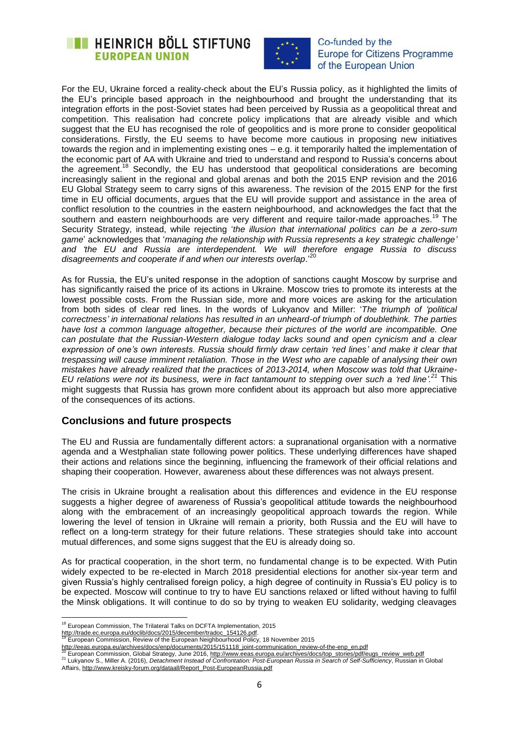For the EU, Ukraine forced a reality-check about the EU's Russia policy, as it highlighted the limits of the EU's principle based approach in the neighbourhood and brought the understanding that its integration efforts in the post-Soviet states had been perceived by Russia as a geopolitical threat and competition. This realisation had concrete policy implications that are already visible and which suggest that the EU has recognised the role of geopolitics and is more prone to consider geopolitical considerations. Firstly, the EU seems to have become more cautious in proposing new initiatives towards the region and in implementing existing ones – e.g. it temporarily halted the implementation of the economic part of AA with Ukraine and tried to understand and respond to Russia's concerns about the agreement.[18] Secondly, the EU has understood that geopolitical considerations are becoming increasingly salient in the regional and global arenas and both the 2015 ENP revision and the 2016 EU Global Strategy seem to carry signs of this awareness. The revision of the 2015 ENP for the first time in EU official documents, argues that the EU will provide support and assistance in the area of conflict resolution to the countries in the eastern neighbourhood, and acknowledges the fact that the southern and eastern neighbourhoods are very different and require tailor-made approaches.[19] The Security Strategy, instead, while rejecting '*the illusion that international politics can be a zero-sum game*' acknowledges that '*managing the relationship with Russia represents a key strategic challenge' and 'the EU and Russia are interdependent. We will therefore engage Russia to discuss disagreements and cooperate if and when our interests overlap*.'[20]

As for Russia, the EU's united response in the adoption of sanctions caught Moscow by surprise and has significantly raised the price of its actions in Ukraine. Moscow tries to promote its interests at the lowest possible costs. From the Russian side, more and more voices are asking for the articulation from both sides of clear red lines. In the words of Lukyanov and Miller: '*The triumph of 'political correctness' in international relations has resulted in an unheard-of triumph of doublethink. The parties have lost a common language altogether, because their pictures of the world are incompatible. One can postulate that the Russian-Western dialogue today lacks sound and open cynicism and a clear expression of one's own interests. Russia should firmly draw certain 'red lines' and make it clear that trespassing will cause imminent retaliation. Those in the West who are capable of analysing their own mistakes have already realized that the practices of 2013-2014, when Moscow was told that Ukraine-EU relations were not its business, were in fact tantamount to stepping over such a 'red line'.*[21] This might suggests that Russia has grown more confident about its approach but also more appreciative of the consequences of its actions.

## Conclusions and future prospects

The EU and Russia are fundamentally different actors: a supranational organisation with a normative agenda and a Westphalian state following power politics. These underlying differences have shaped their actions and relations since the beginning, influencing the framework of their official relations and shaping their cooperation. However, awareness about these differences was not always present.

The crisis in Ukraine brought a realisation about this differences and evidence in the EU response suggests a higher degree of awareness of Russia's geopolitical attitude towards the neighbourhood along with the embracement of an increasingly geopolitical approach towards the region. While lowering the level of tension in Ukraine will remain a priority, both Russia and the EU will have to reflect on a long-term strategy for their future relations. These strategies should take into account mutual differences, and some signs suggest that the EU is already doing so.

As for practical cooperation, in the short term, no fundamental change is to be expected. With Putin widely expected to be re-elected in March 2018 presidential elections for another six-year term and given Russia's highly centralised foreign policy, a high degree of continuity in Russia's EU policy is to be expected. Moscow will continue to try to have EU sanctions relaxed or lifted without having to fulfil the Minsk obligations. It will continue to do so by trying to weaken EU solidarity, wedging cleavages

---

[18] European Commission, The Trilateral Talks on DCFTA Implementation, 2015 http://trade.ec.europa.eu/doclib/docs/2015/december/tradoc_154126.pdf.

[19] European Commission, Review of the European Neighbourhood Policy, 18 November 2015 http://eeas.europa.eu/archives/docs/enp/documents/2015/151118_joint-communication_review-of-the-enp_en.pdf

[20] European Commission, Global Strategy, June 2016, http://www.eeas.europa.eu/archives/docs/top_stories/pdf/eugs_review_web.pdf

[21] Lukyanov S., Miller A. (2016), *Detachment Instead of Confrontation: Post-European Russia in Search of Self-Sufficiency*, Russian in Global Affairs, http://www.kreisky-forum.org/dataall/Report_Post-EuropeanRussia.pdf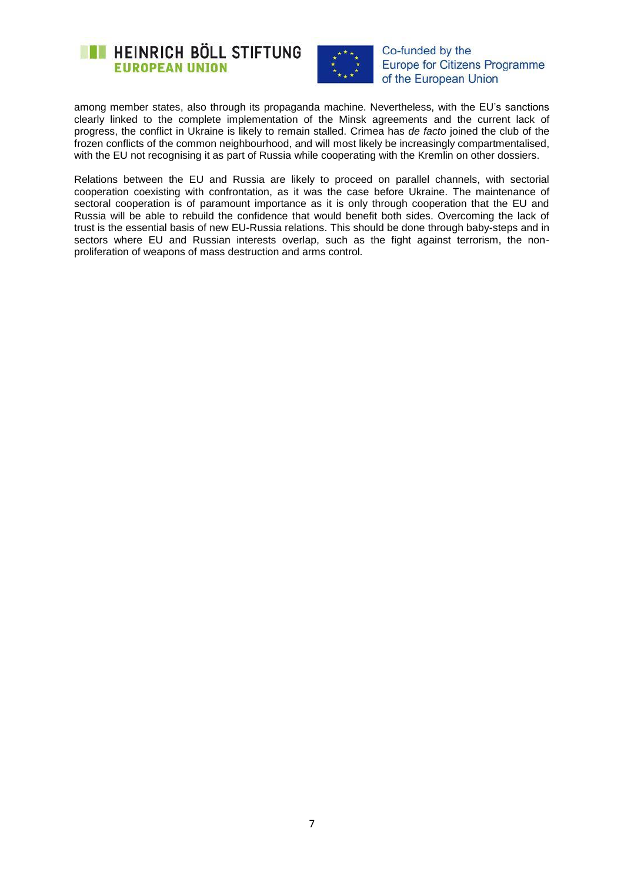among member states, also through its propaganda machine. Nevertheless, with the EU's sanctions clearly linked to the complete implementation of the Minsk agreements and the current lack of progress, the conflict in Ukraine is likely to remain stalled. Crimea has *de facto* joined the club of the frozen conflicts of the common neighbourhood, and will most likely be increasingly compartmentalised, with the EU not recognising it as part of Russia while cooperating with the Kremlin on other dossiers.

Relations between the EU and Russia are likely to proceed on parallel channels, with sectorial cooperation coexisting with confrontation, as it was the case before Ukraine. The maintenance of sectoral cooperation is of paramount importance as it is only through cooperation that the EU and Russia will be able to rebuild the confidence that would benefit both sides. Overcoming the lack of trust is the essential basis of new EU-Russia relations. This should be done through baby-steps and in sectors where EU and Russian interests overlap, such as the fight against terrorism, the non-proliferation of weapons of mass destruction and arms control.